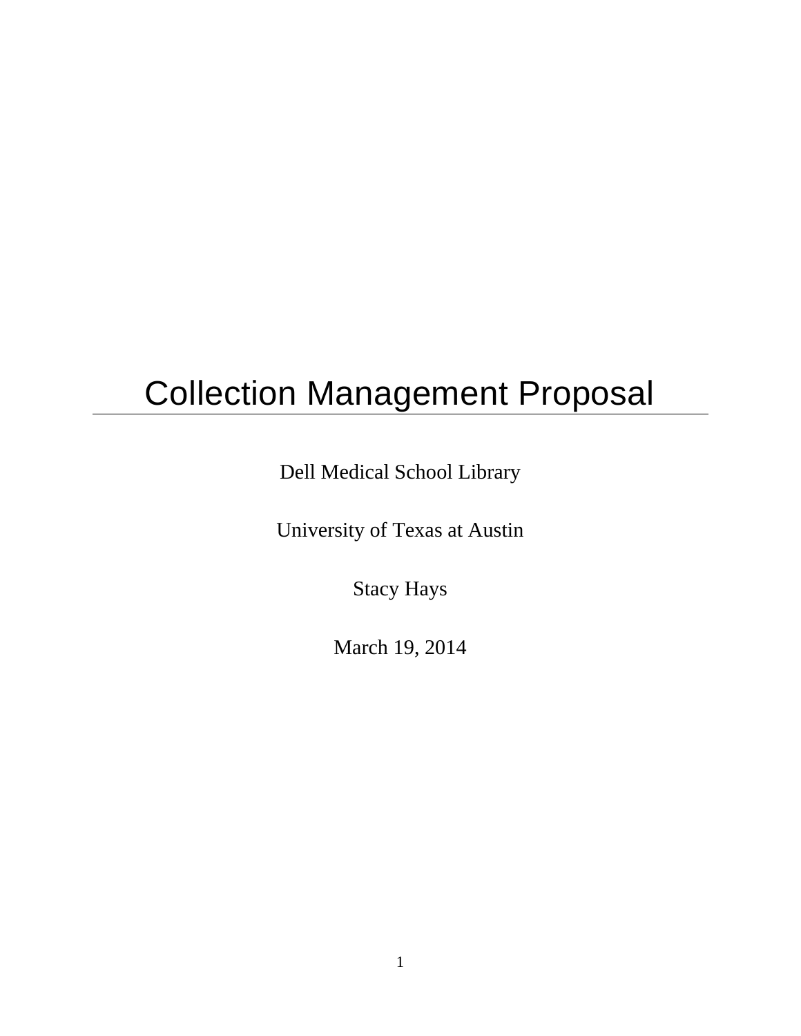# Collection Management Proposal

Dell Medical School Library

University of Texas at Austin

Stacy Hays

March 19, 2014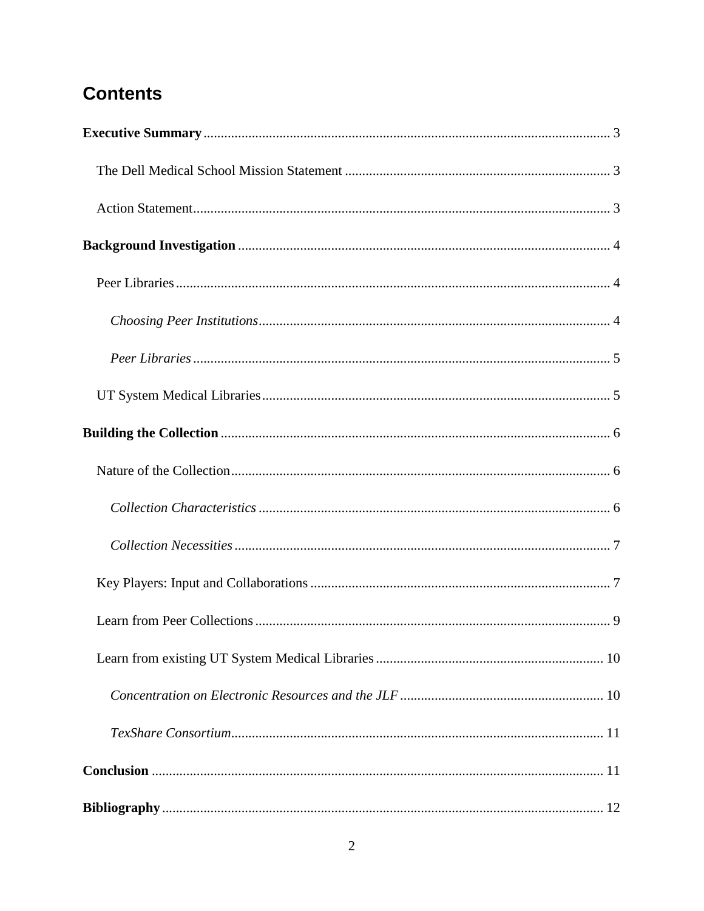# Contents

**Executive Summary** ..................................................................................................................... 3

The Dell Medical School Mission Statement ............................................................................ 3

Action Statement........................................................................................................................ 3

**Background Investigation** .......................................................................................................... 4

Peer Libraries ............................................................................................................................. 4

*Choosing Peer Institutions*..................................................................................................... 4

*Peer Libraries* ........................................................................................................................ 5

UT System Medical Libraries .................................................................................................... 5

**Building the Collection** ................................................................................................................ 6

Nature of the Collection ............................................................................................................. 6

*Collection Characteristics* ..................................................................................................... 6

*Collection Necessities* ............................................................................................................ 7

Key Players: Input and Collaborations ....................................................................................... 7

Learn from Peer Collections ...................................................................................................... 9

Learn from existing UT System Medical Libraries ................................................................. 10

*Concentration on Electronic Resources and the JLF* .......................................................... 10

*TexShare Consortium* ........................................................................................................... 11

**Conclusion** .................................................................................................................................. 11

**Bibliography** ............................................................................................................................... 12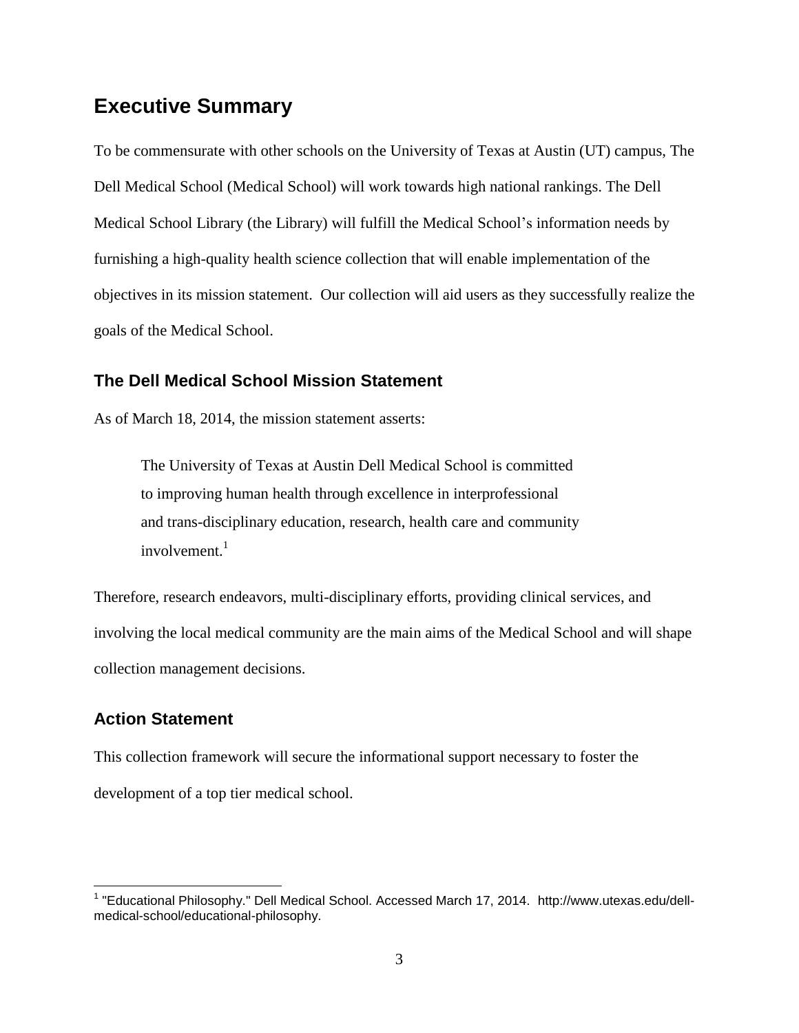## Executive Summary

To be commensurate with other schools on the University of Texas at Austin (UT) campus, The Dell Medical School (Medical School) will work towards high national rankings. The Dell Medical School Library (the Library) will fulfill the Medical School's information needs by furnishing a high-quality health science collection that will enable implementation of the objectives in its mission statement. Our collection will aid users as they successfully realize the goals of the Medical School.

### The Dell Medical School Mission Statement

As of March 18, 2014, the mission statement asserts:

> The University of Texas at Austin Dell Medical School is committed to improving human health through excellence in interprofessional and trans-disciplinary education, research, health care and community involvement.[1]

Therefore, research endeavors, multi-disciplinary efforts, providing clinical services, and involving the local medical community are the main aims of the Medical School and will shape collection management decisions.

### Action Statement

This collection framework will secure the informational support necessary to foster the development of a top tier medical school.

---

[1] "Educational Philosophy." Dell Medical School. Accessed March 17, 2014. http://www.utexas.edu/dell-medical-school/educational-philosophy.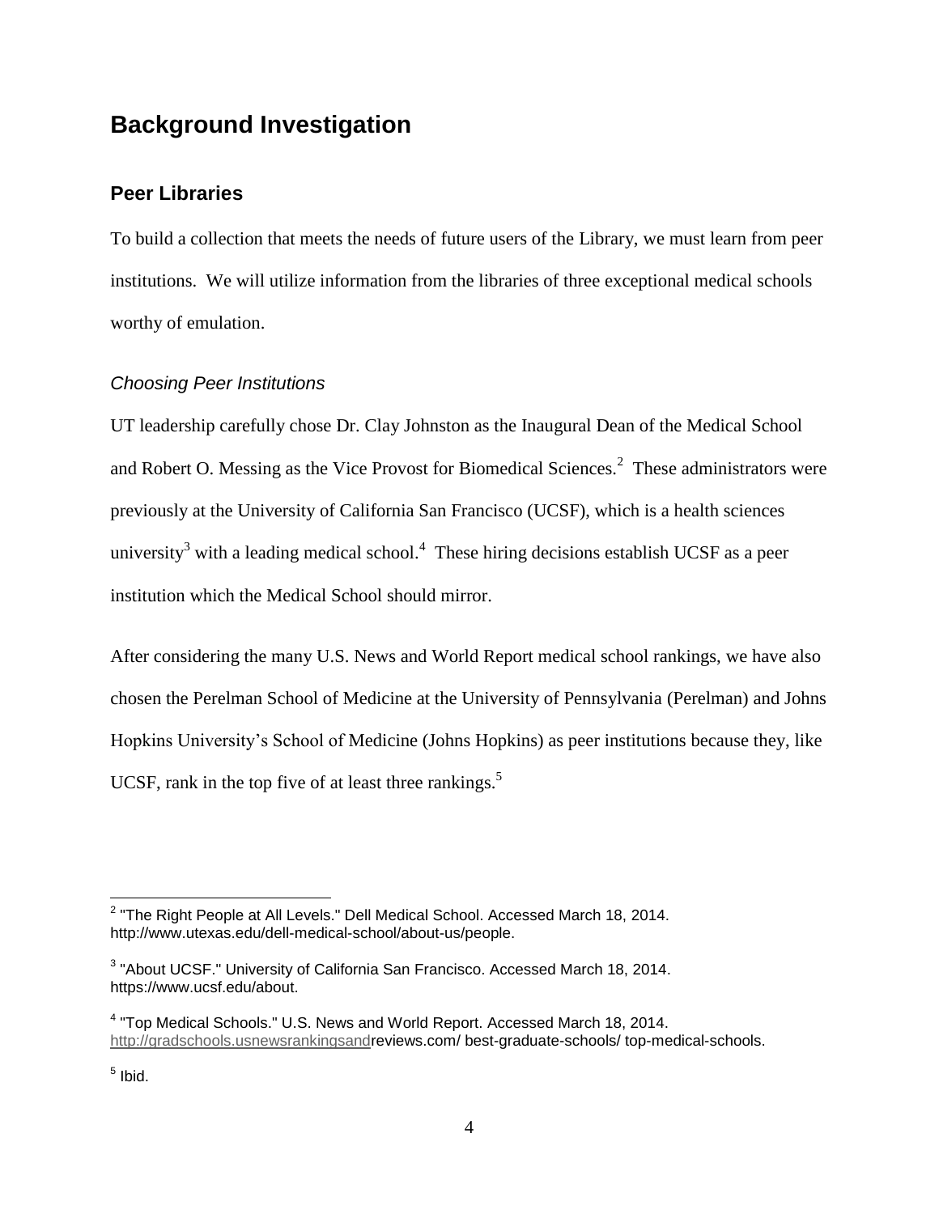# Background Investigation

## Peer Libraries

To build a collection that meets the needs of future users of the Library, we must learn from peer institutions. We will utilize information from the libraries of three exceptional medical schools worthy of emulation.

### *Choosing Peer Institutions*

UT leadership carefully chose Dr. Clay Johnston as the Inaugural Dean of the Medical School and Robert O. Messing as the Vice Provost for Biomedical Sciences.[2] These administrators were previously at the University of California San Francisco (UCSF), which is a health sciences university[3] with a leading medical school.[4] These hiring decisions establish UCSF as a peer institution which the Medical School should mirror.

After considering the many U.S. News and World Report medical school rankings, we have also chosen the Perelman School of Medicine at the University of Pennsylvania (Perelman) and Johns Hopkins University's School of Medicine (Johns Hopkins) as peer institutions because they, like UCSF, rank in the top five of at least three rankings.[5]

---

[2] "The Right People at All Levels." Dell Medical School. Accessed March 18, 2014. http://www.utexas.edu/dell-medical-school/about-us/people.

[3] "About UCSF." University of California San Francisco. Accessed March 18, 2014. https://www.ucsf.edu/about.

[4] "Top Medical Schools." U.S. News and World Report. Accessed March 18, 2014. http://gradschools.usnewsrankingsandreviews.com/ best-graduate-schools/ top-medical-schools.

[5] Ibid.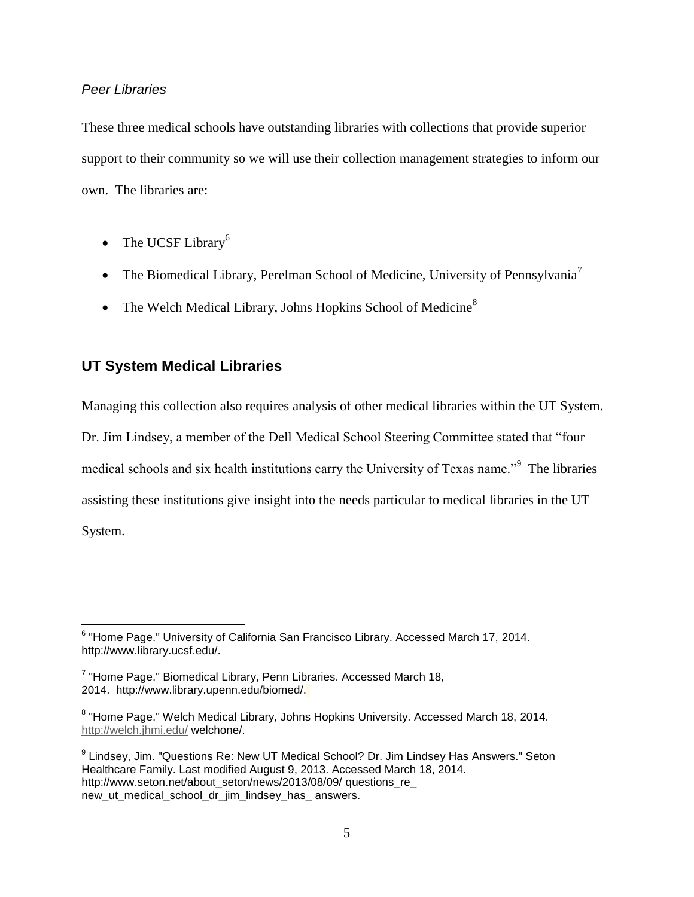*Peer Libraries*

These three medical schools have outstanding libraries with collections that provide superior support to their community so we will use their collection management strategies to inform our own. The libraries are:

- The UCSF Library[6]
- The Biomedical Library, Perelman School of Medicine, University of Pennsylvania[7]
- The Welch Medical Library, Johns Hopkins School of Medicine[8]

## UT System Medical Libraries

Managing this collection also requires analysis of other medical libraries within the UT System. Dr. Jim Lindsey, a member of the Dell Medical School Steering Committee stated that "four medical schools and six health institutions carry the University of Texas name."[9] The libraries assisting these institutions give insight into the needs particular to medical libraries in the UT System.

---

[6] "Home Page." University of California San Francisco Library. Accessed March 17, 2014. http://www.library.ucsf.edu/.

[7] "Home Page." Biomedical Library, Penn Libraries. Accessed March 18, 2014. http://www.library.upenn.edu/biomed/.

[8] "Home Page." Welch Medical Library, Johns Hopkins University. Accessed March 18, 2014. http://welch.jhmi.edu/ welchone/.

[9] Lindsey, Jim. "Questions Re: New UT Medical School? Dr. Jim Lindsey Has Answers." Seton Healthcare Family. Last modified August 9, 2013. Accessed March 18, 2014. http://www.seton.net/about_seton/news/2013/08/09/ questions_re_ new_ut_medical_school_dr_jim_lindsey_has_ answers.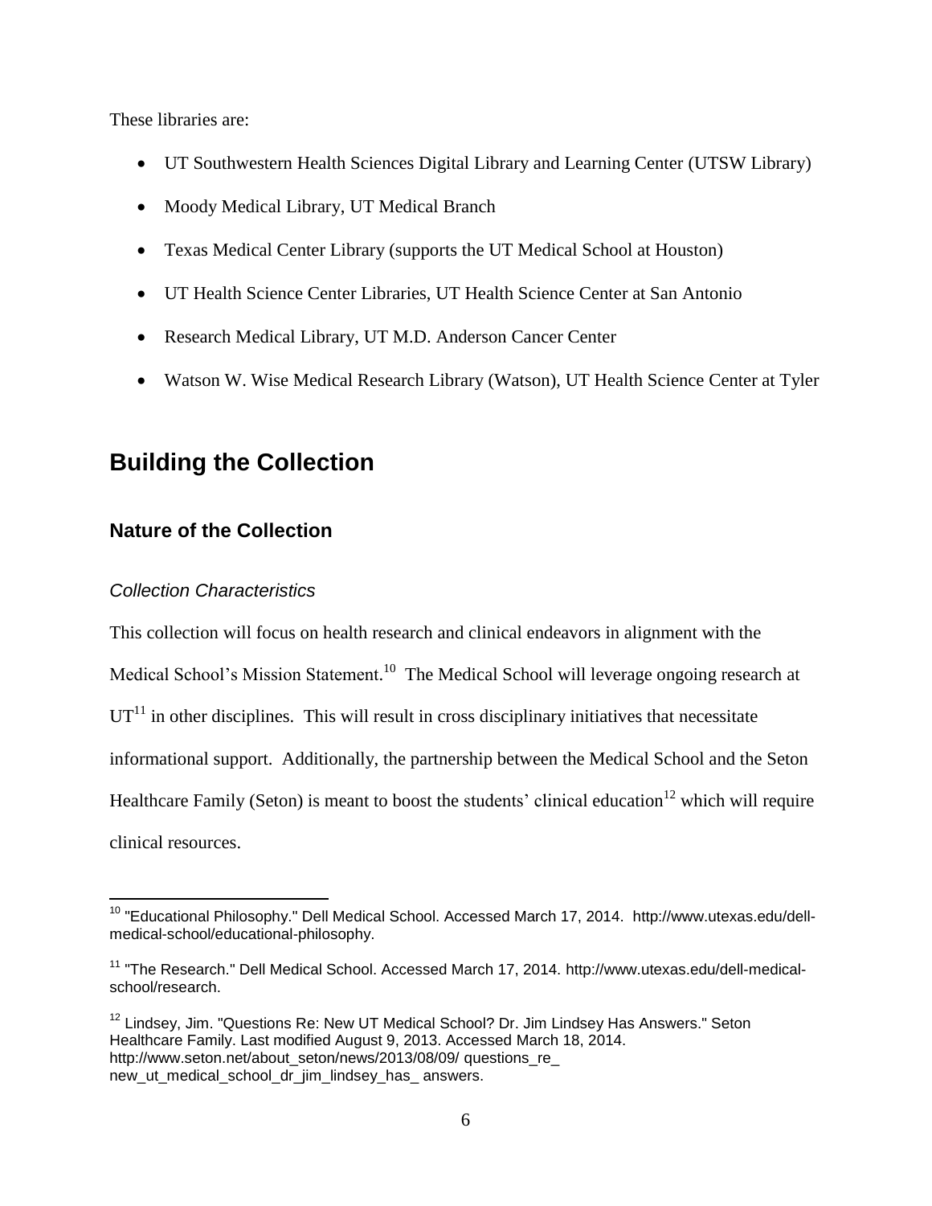These libraries are:

- UT Southwestern Health Sciences Digital Library and Learning Center (UTSW Library)
- Moody Medical Library, UT Medical Branch
- Texas Medical Center Library (supports the UT Medical School at Houston)
- UT Health Science Center Libraries, UT Health Science Center at San Antonio
- Research Medical Library, UT M.D. Anderson Cancer Center
- Watson W. Wise Medical Research Library (Watson), UT Health Science Center at Tyler

# Building the Collection

## Nature of the Collection

### *Collection Characteristics*

This collection will focus on health research and clinical endeavors in alignment with the Medical School's Mission Statement.[10] The Medical School will leverage ongoing research at UT[11] in other disciplines. This will result in cross disciplinary initiatives that necessitate informational support. Additionally, the partnership between the Medical School and the Seton Healthcare Family (Seton) is meant to boost the students' clinical education[12] which will require clinical resources.

---

[10] "Educational Philosophy." Dell Medical School. Accessed March 17, 2014. http://www.utexas.edu/dell-medical-school/educational-philosophy.

[11] "The Research." Dell Medical School. Accessed March 17, 2014. http://www.utexas.edu/dell-medical-school/research.

[12] Lindsey, Jim. "Questions Re: New UT Medical School? Dr. Jim Lindsey Has Answers." Seton Healthcare Family. Last modified August 9, 2013. Accessed March 18, 2014. http://www.seton.net/about_seton/news/2013/08/09/ questions_re_ new_ut_medical_school_dr_jim_lindsey_has_ answers.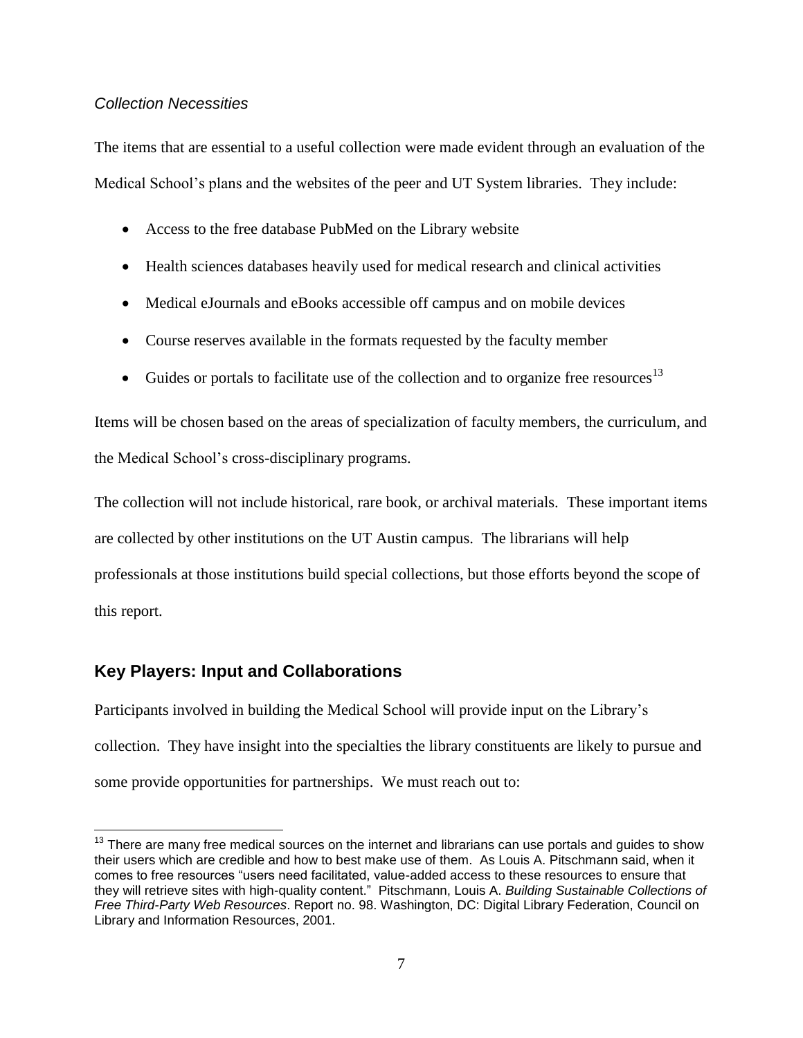*Collection Necessities*

The items that are essential to a useful collection were made evident through an evaluation of the Medical School's plans and the websites of the peer and UT System libraries. They include:

- Access to the free database PubMed on the Library website
- Health sciences databases heavily used for medical research and clinical activities
- Medical eJournals and eBooks accessible off campus and on mobile devices
- Course reserves available in the formats requested by the faculty member
- Guides or portals to facilitate use of the collection and to organize free resources[13]

Items will be chosen based on the areas of specialization of faculty members, the curriculum, and the Medical School's cross-disciplinary programs.

The collection will not include historical, rare book, or archival materials. These important items are collected by other institutions on the UT Austin campus. The librarians will help professionals at those institutions build special collections, but those efforts beyond the scope of this report.

## Key Players: Input and Collaborations

Participants involved in building the Medical School will provide input on the Library's collection. They have insight into the specialties the library constituents are likely to pursue and some provide opportunities for partnerships. We must reach out to:

---

[13] There are many free medical sources on the internet and librarians can use portals and guides to show their users which are credible and how to best make use of them. As Louis A. Pitschmann said, when it comes to free resources "users need facilitated, value-added access to these resources to ensure that they will retrieve sites with high-quality content." Pitschmann, Louis A. *Building Sustainable Collections of Free Third-Party Web Resources*. Report no. 98. Washington, DC: Digital Library Federation, Council on Library and Information Resources, 2001.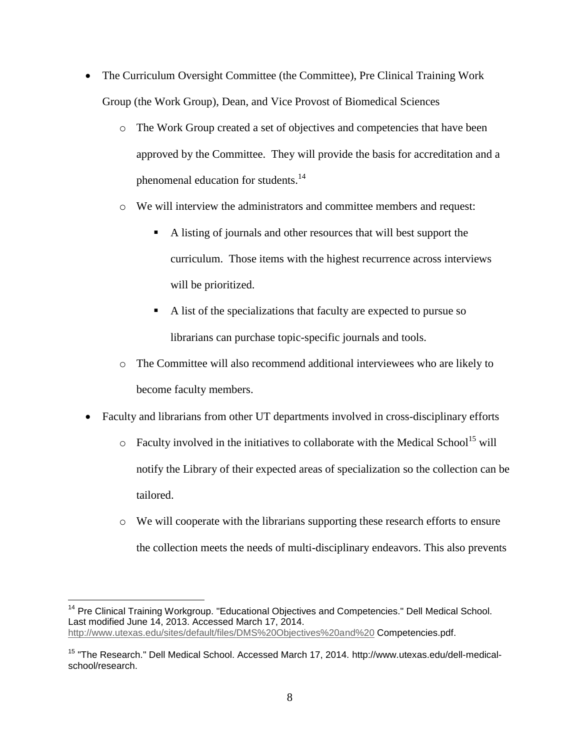- The Curriculum Oversight Committee (the Committee), Pre Clinical Training Work Group (the Work Group), Dean, and Vice Provost of Biomedical Sciences
    - The Work Group created a set of objectives and competencies that have been approved by the Committee. They will provide the basis for accreditation and a phenomenal education for students.[14]
    - We will interview the administrators and committee members and request:
        - A listing of journals and other resources that will best support the curriculum. Those items with the highest recurrence across interviews will be prioritized.
        - A list of the specializations that faculty are expected to pursue so librarians can purchase topic-specific journals and tools.
    - The Committee will also recommend additional interviewees who are likely to become faculty members.
- Faculty and librarians from other UT departments involved in cross-disciplinary efforts
    - Faculty involved in the initiatives to collaborate with the Medical School[15] will notify the Library of their expected areas of specialization so the collection can be tailored.
    - We will cooperate with the librarians supporting these research efforts to ensure the collection meets the needs of multi-disciplinary endeavors. This also prevents

---

[14] Pre Clinical Training Workgroup. "Educational Objectives and Competencies." Dell Medical School. Last modified June 14, 2013. Accessed March 17, 2014. http://www.utexas.edu/sites/default/files/DMS%20Objectives%20and%20 Competencies.pdf.

[15] "The Research." Dell Medical School. Accessed March 17, 2014. http://www.utexas.edu/dell-medical-school/research.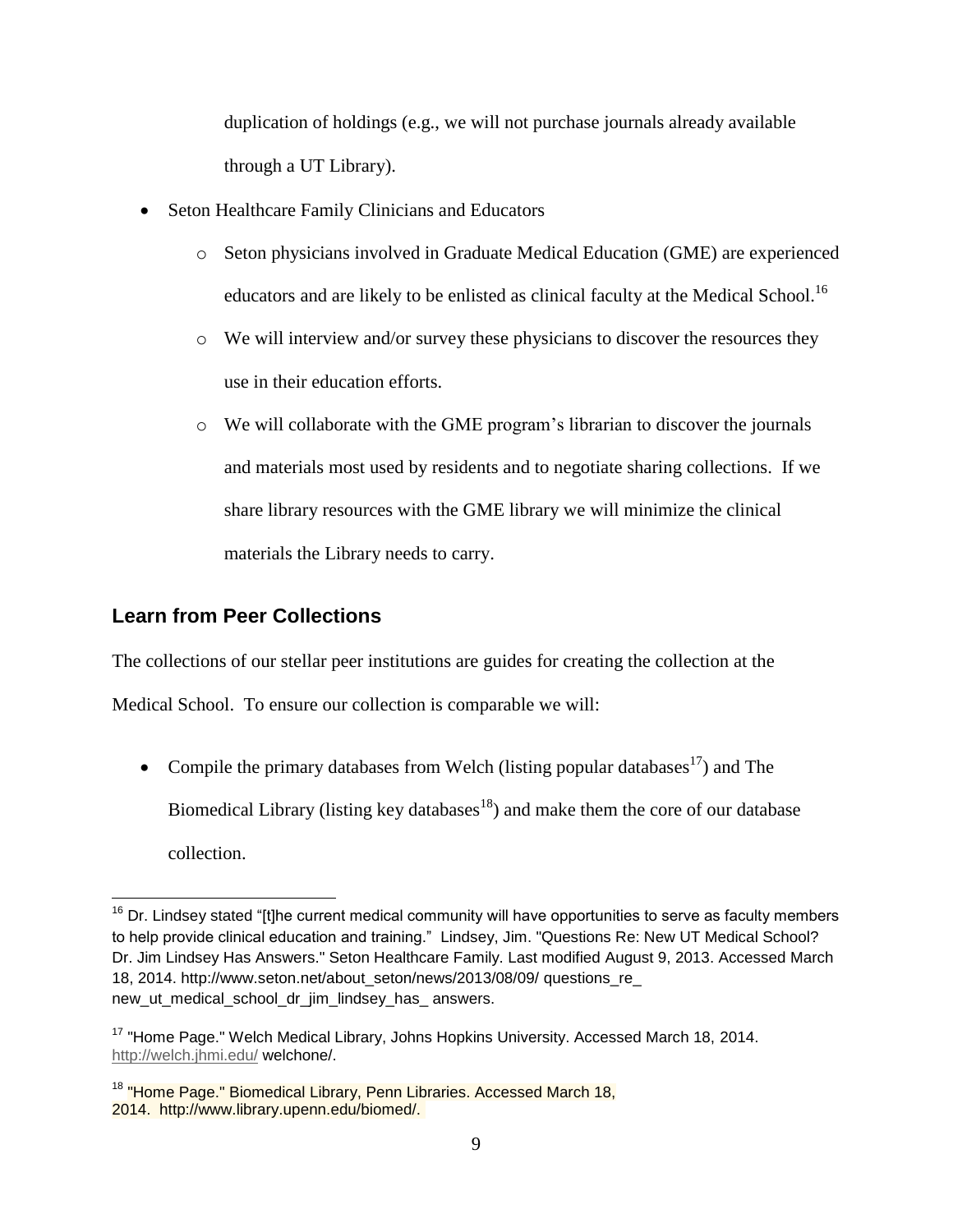duplication of holdings (e.g., we will not purchase journals already available through a UT Library).

- Seton Healthcare Family Clinicians and Educators
  - Seton physicians involved in Graduate Medical Education (GME) are experienced educators and are likely to be enlisted as clinical faculty at the Medical School.[16]
  - We will interview and/or survey these physicians to discover the resources they use in their education efforts.
  - We will collaborate with the GME program's librarian to discover the journals and materials most used by residents and to negotiate sharing collections. If we share library resources with the GME library we will minimize the clinical materials the Library needs to carry.

## Learn from Peer Collections

The collections of our stellar peer institutions are guides for creating the collection at the Medical School. To ensure our collection is comparable we will:

- Compile the primary databases from Welch (listing popular databases[17]) and The Biomedical Library (listing key databases[18]) and make them the core of our database collection.

---

[16] Dr. Lindsey stated "[t]he current medical community will have opportunities to serve as faculty members to help provide clinical education and training." Lindsey, Jim. "Questions Re: New UT Medical School? Dr. Jim Lindsey Has Answers." Seton Healthcare Family. Last modified August 9, 2013. Accessed March 18, 2014. http://www.seton.net/about_seton/news/2013/08/09/ questions_re_ new_ut_medical_school_dr_jim_lindsey_has_ answers.

[17] "Home Page." Welch Medical Library, Johns Hopkins University. Accessed March 18, 2014. http://welch.jhmi.edu/ welchone/.

[18] "Home Page." Biomedical Library, Penn Libraries. Accessed March 18, 2014. http://www.library.upenn.edu/biomed/.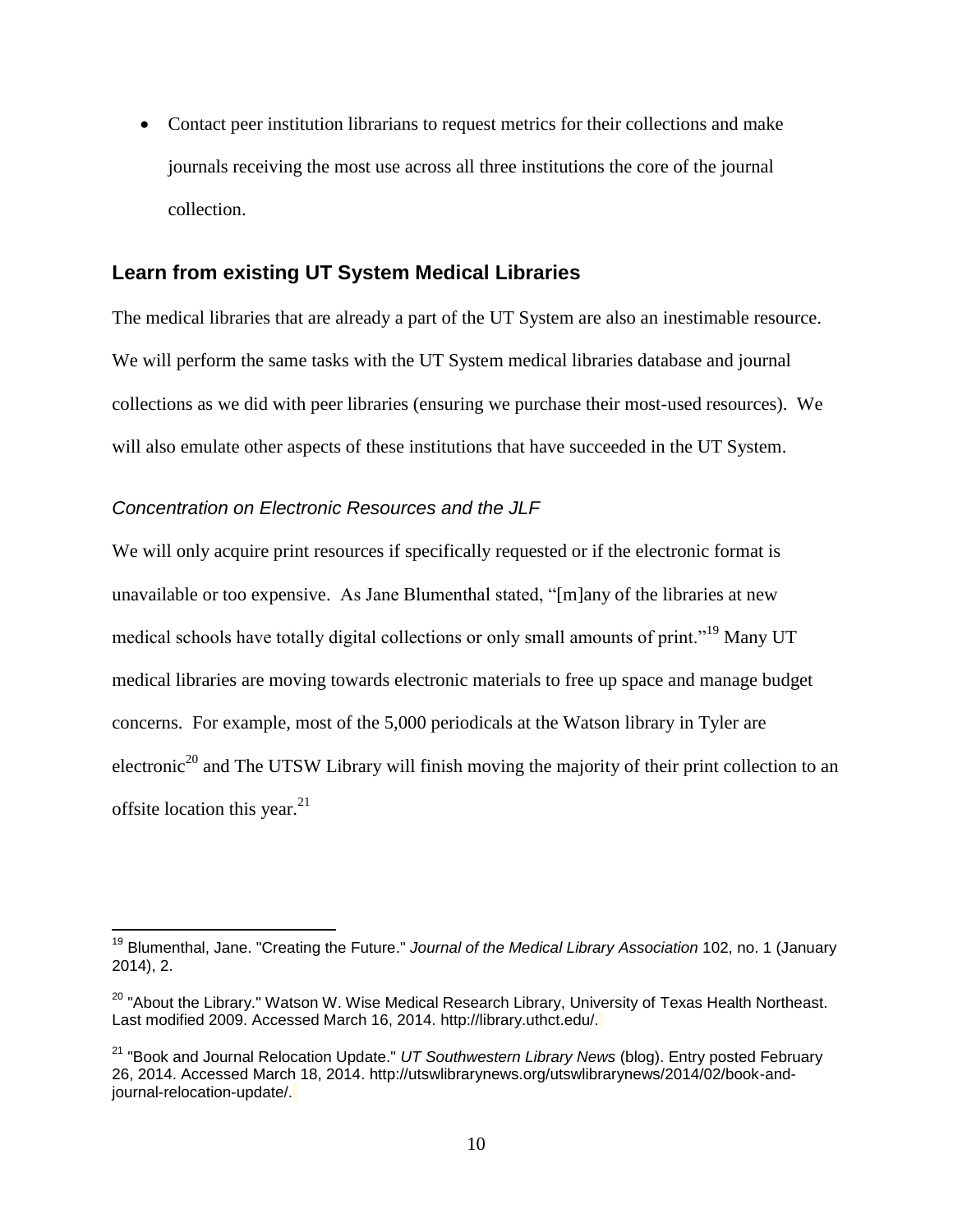- Contact peer institution librarians to request metrics for their collections and make journals receiving the most use across all three institutions the core of the journal collection.

## Learn from existing UT System Medical Libraries

The medical libraries that are already a part of the UT System are also an inestimable resource. We will perform the same tasks with the UT System medical libraries database and journal collections as we did with peer libraries (ensuring we purchase their most-used resources). We will also emulate other aspects of these institutions that have succeeded in the UT System.

### *Concentration on Electronic Resources and the JLF*

We will only acquire print resources if specifically requested or if the electronic format is unavailable or too expensive. As Jane Blumenthal stated, "[m]any of the libraries at new medical schools have totally digital collections or only small amounts of print."[19] Many UT medical libraries are moving towards electronic materials to free up space and manage budget concerns. For example, most of the 5,000 periodicals at the Watson library in Tyler are electronic[20] and The UTSW Library will finish moving the majority of their print collection to an offsite location this year.[21]

---

[19] Blumenthal, Jane. "Creating the Future." *Journal of the Medical Library Association* 102, no. 1 (January 2014), 2.

[20] "About the Library." Watson W. Wise Medical Research Library, University of Texas Health Northeast. Last modified 2009. Accessed March 16, 2014. http://library.uthct.edu/.

[21] "Book and Journal Relocation Update." *UT Southwestern Library News* (blog). Entry posted February 26, 2014. Accessed March 18, 2014. http://utswlibrarynews.org/utswlibrarynews/2014/02/book-and-journal-relocation-update/.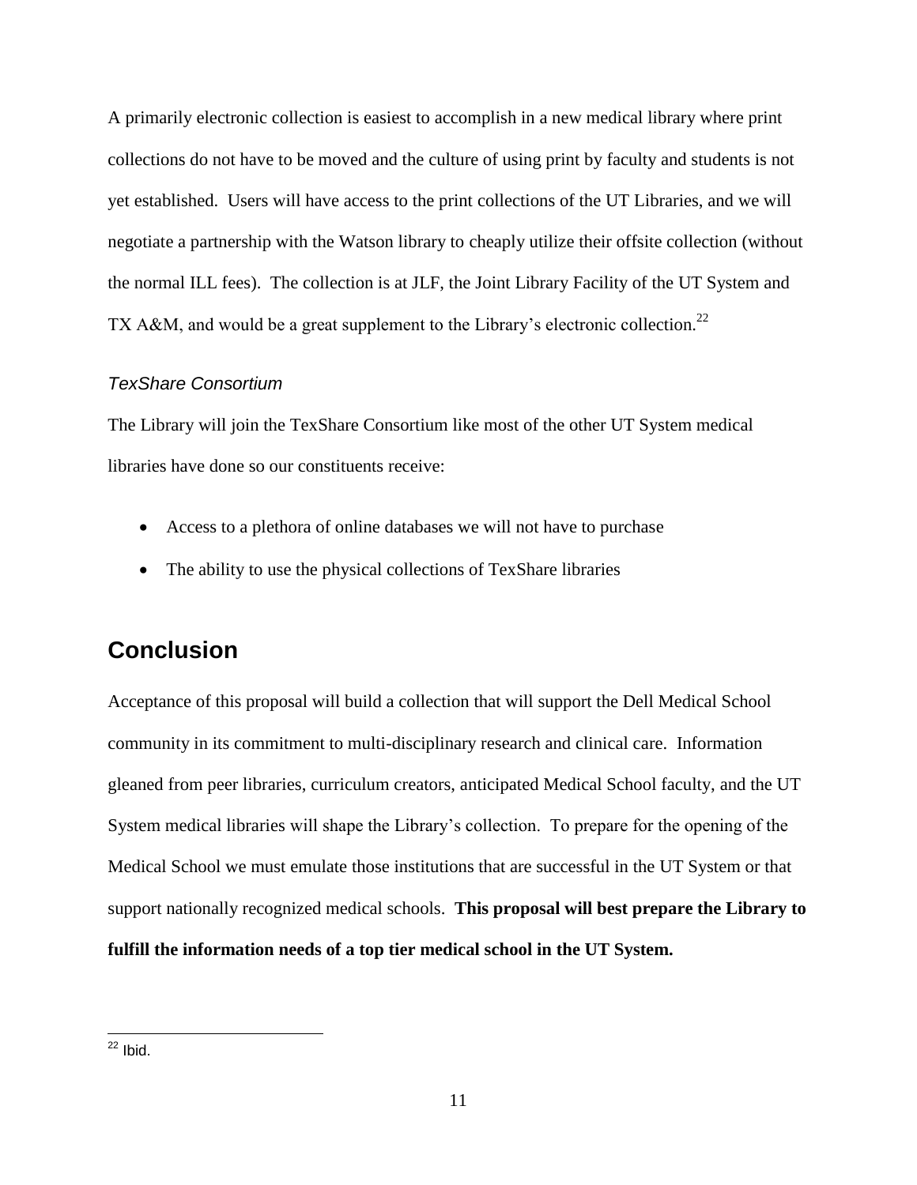A primarily electronic collection is easiest to accomplish in a new medical library where print collections do not have to be moved and the culture of using print by faculty and students is not yet established. Users will have access to the print collections of the UT Libraries, and we will negotiate a partnership with the Watson library to cheaply utilize their offsite collection (without the normal ILL fees). The collection is at JLF, the Joint Library Facility of the UT System and TX A&M, and would be a great supplement to the Library's electronic collection.[22]

### *TexShare Consortium*

The Library will join the TexShare Consortium like most of the other UT System medical libraries have done so our constituents receive:

- Access to a plethora of online databases we will not have to purchase
- The ability to use the physical collections of TexShare libraries

## Conclusion

Acceptance of this proposal will build a collection that will support the Dell Medical School community in its commitment to multi-disciplinary research and clinical care. Information gleaned from peer libraries, curriculum creators, anticipated Medical School faculty, and the UT System medical libraries will shape the Library's collection. To prepare for the opening of the Medical School we must emulate those institutions that are successful in the UT System or that support nationally recognized medical schools. **This proposal will best prepare the Library to fulfill the information needs of a top tier medical school in the UT System.**

---

[22] Ibid.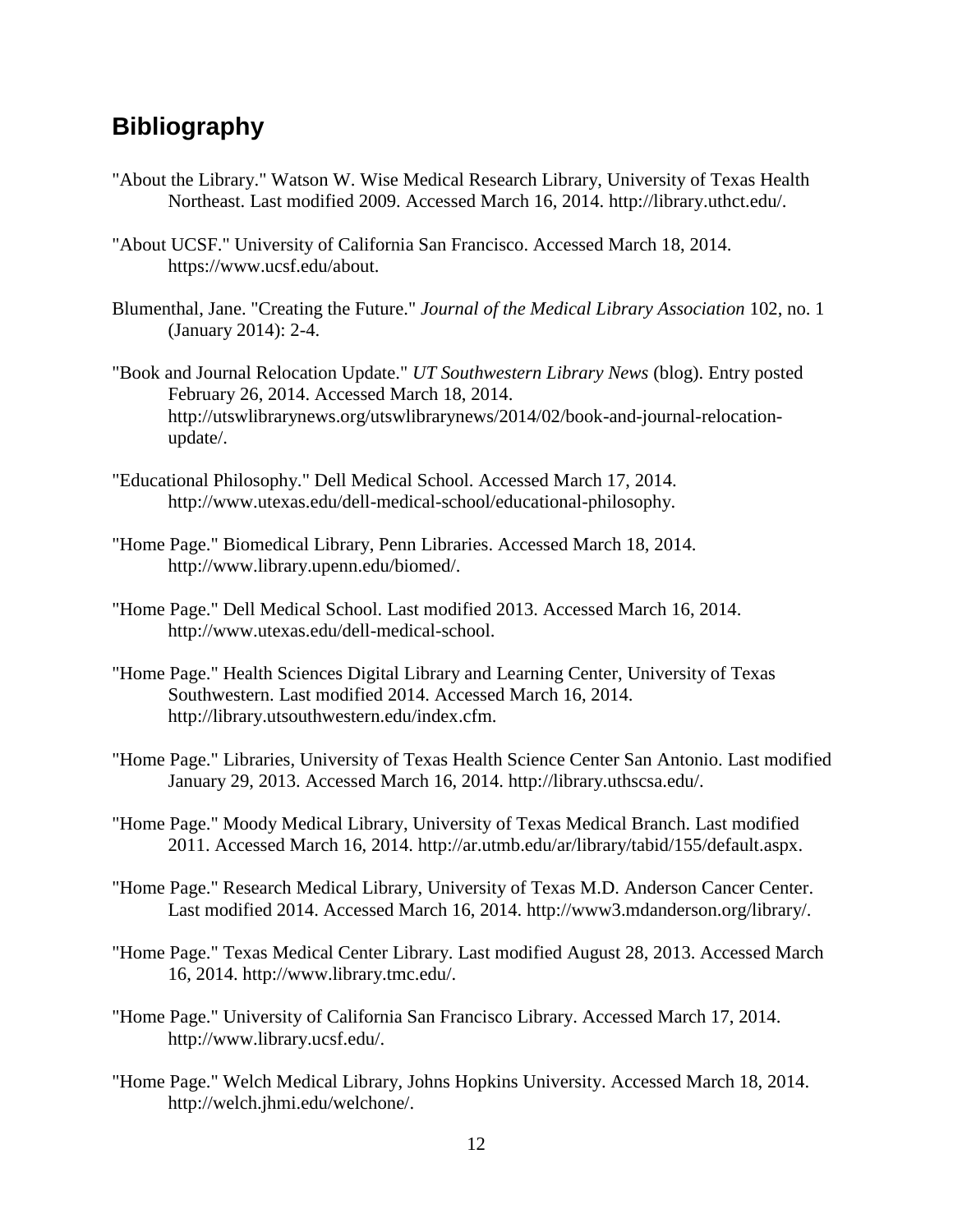## Bibliography

"About the Library." Watson W. Wise Medical Research Library, University of Texas Health Northeast. Last modified 2009. Accessed March 16, 2014. http://library.uthct.edu/.

"About UCSF." University of California San Francisco. Accessed March 18, 2014. https://www.ucsf.edu/about.

Blumenthal, Jane. "Creating the Future." *Journal of the Medical Library Association* 102, no. 1 (January 2014): 2-4.

"Book and Journal Relocation Update." *UT Southwestern Library News* (blog). Entry posted February 26, 2014. Accessed March 18, 2014. http://utswlibrarynews.org/utswlibrarynews/2014/02/book-and-journal-relocation-update/.

"Educational Philosophy." Dell Medical School. Accessed March 17, 2014. http://www.utexas.edu/dell-medical-school/educational-philosophy.

"Home Page." Biomedical Library, Penn Libraries. Accessed March 18, 2014. http://www.library.upenn.edu/biomed/.

"Home Page." Dell Medical School. Last modified 2013. Accessed March 16, 2014. http://www.utexas.edu/dell-medical-school.

"Home Page." Health Sciences Digital Library and Learning Center, University of Texas Southwestern. Last modified 2014. Accessed March 16, 2014. http://library.utsouthwestern.edu/index.cfm.

"Home Page." Libraries, University of Texas Health Science Center San Antonio. Last modified January 29, 2013. Accessed March 16, 2014. http://library.uthscsa.edu/.

"Home Page." Moody Medical Library, University of Texas Medical Branch. Last modified 2011. Accessed March 16, 2014. http://ar.utmb.edu/ar/library/tabid/155/default.aspx.

"Home Page." Research Medical Library, University of Texas M.D. Anderson Cancer Center. Last modified 2014. Accessed March 16, 2014. http://www3.mdanderson.org/library/.

"Home Page." Texas Medical Center Library. Last modified August 28, 2013. Accessed March 16, 2014. http://www.library.tmc.edu/.

"Home Page." University of California San Francisco Library. Accessed March 17, 2014. http://www.library.ucsf.edu/.

"Home Page." Welch Medical Library, Johns Hopkins University. Accessed March 18, 2014. http://welch.jhmi.edu/welchone/.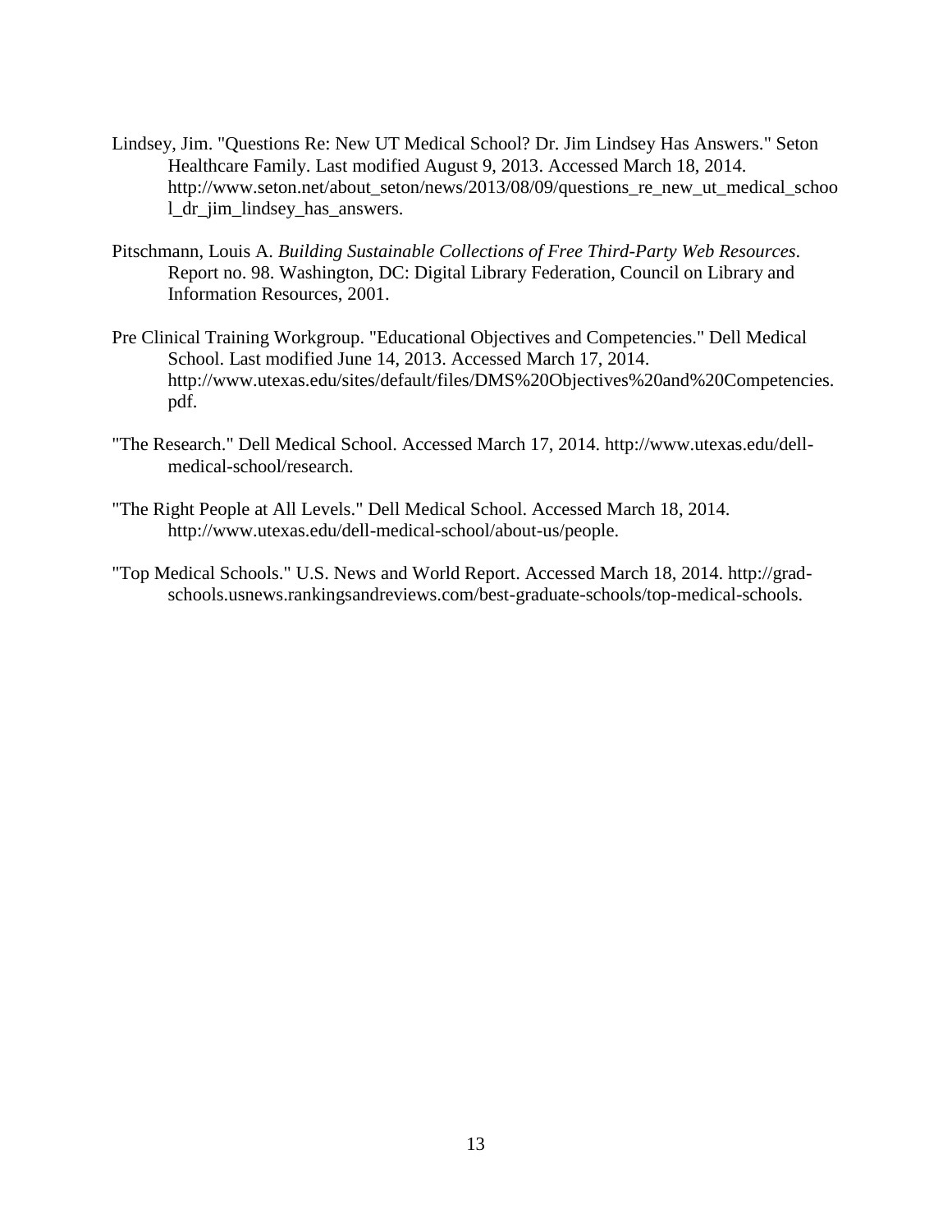Lindsey, Jim. "Questions Re: New UT Medical School? Dr. Jim Lindsey Has Answers." Seton Healthcare Family. Last modified August 9, 2013. Accessed March 18, 2014. http://www.seton.net/about_seton/news/2013/08/09/questions_re_new_ut_medical_school_dr_jim_lindsey_has_answers.

Pitschmann, Louis A. *Building Sustainable Collections of Free Third-Party Web Resources*. Report no. 98. Washington, DC: Digital Library Federation, Council on Library and Information Resources, 2001.

Pre Clinical Training Workgroup. "Educational Objectives and Competencies." Dell Medical School. Last modified June 14, 2013. Accessed March 17, 2014. http://www.utexas.edu/sites/default/files/DMS%20Objectives%20and%20Competencies.pdf.

"The Research." Dell Medical School. Accessed March 17, 2014. http://www.utexas.edu/dell-medical-school/research.

"The Right People at All Levels." Dell Medical School. Accessed March 18, 2014. http://www.utexas.edu/dell-medical-school/about-us/people.

"Top Medical Schools." U.S. News and World Report. Accessed March 18, 2014. http://grad-schools.usnews.rankingsandreviews.com/best-graduate-schools/top-medical-schools.